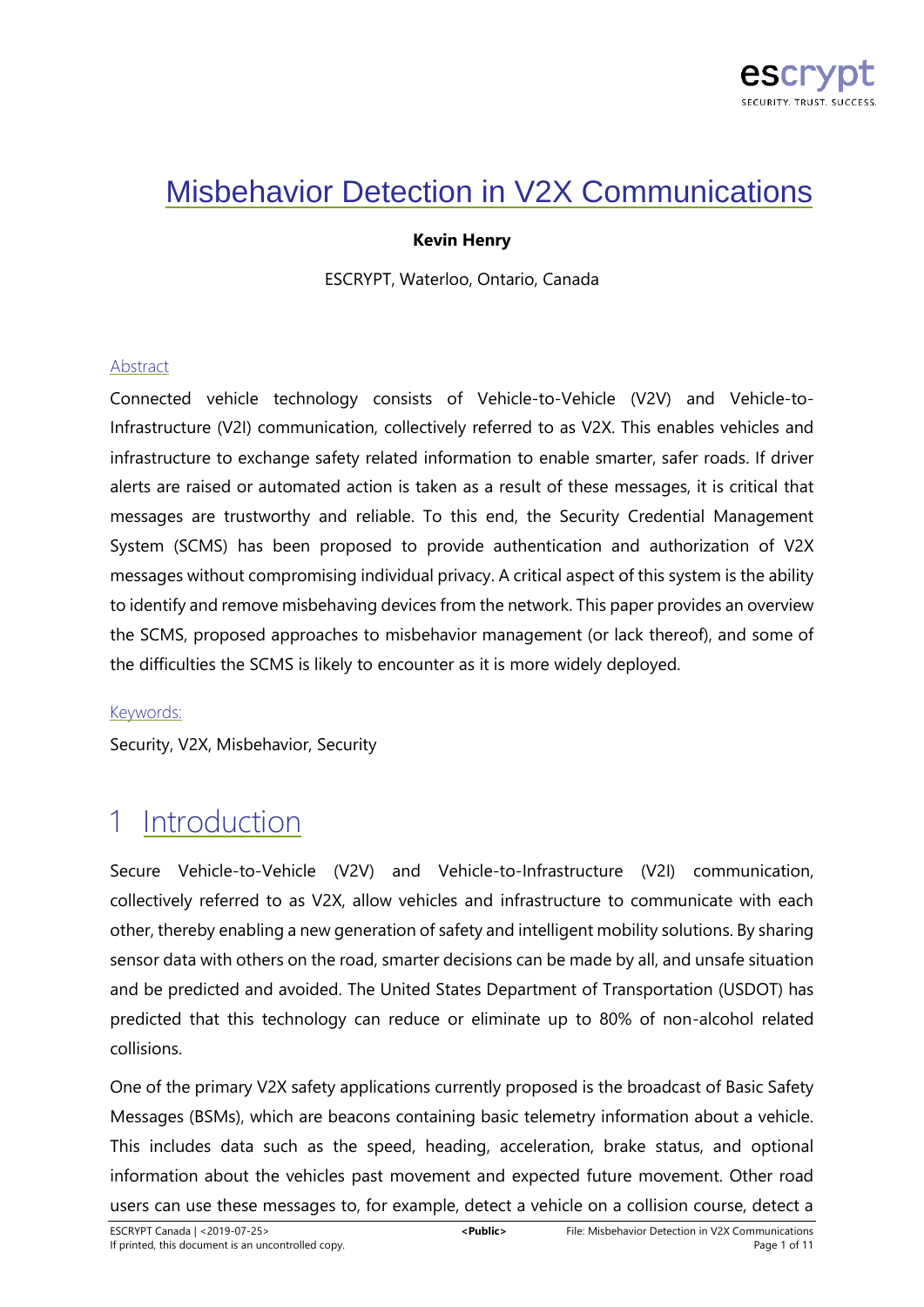# Misbehavior Detection in V2X Communications

**Kevin Henry**

ESCRYPT, Waterloo, Ontario, Canada

## Abstract

Connected vehicle technology consists of Vehicle-to-Vehicle (V2V) and Vehicle-to-Infrastructure (V2I) communication, collectively referred to as V2X. This enables vehicles and infrastructure to exchange safety related information to enable smarter, safer roads. If driver alerts are raised or automated action is taken as a result of these messages, it is critical that messages are trustworthy and reliable. To this end, the Security Credential Management System (SCMS) has been proposed to provide authentication and authorization of V2X messages without compromising individual privacy. A critical aspect of this system is the ability to identify and remove misbehaving devices from the network. This paper provides an overview the SCMS, proposed approaches to misbehavior management (or lack thereof), and some of the difficulties the SCMS is likely to encounter as it is more widely deployed.

## Keywords:

Security, V2X, Misbehavior, Security

# 1 Introduction

Secure Vehicle-to-Vehicle (V2V) and Vehicle-to-Infrastructure (V2I) communication, collectively referred to as V2X, allow vehicles and infrastructure to communicate with each other, thereby enabling a new generation of safety and intelligent mobility solutions. By sharing sensor data with others on the road, smarter decisions can be made by all, and unsafe situation and be predicted and avoided. The United States Department of Transportation (USDOT) has predicted that this technology can reduce or eliminate up to 80% of non-alcohol related collisions.

One of the primary V2X safety applications currently proposed is the broadcast of Basic Safety Messages (BSMs), which are beacons containing basic telemetry information about a vehicle. This includes data such as the speed, heading, acceleration, brake status, and optional information about the vehicles past movement and expected future movement. Other road users can use these messages to, for example, detect a vehicle on a collision course, detect a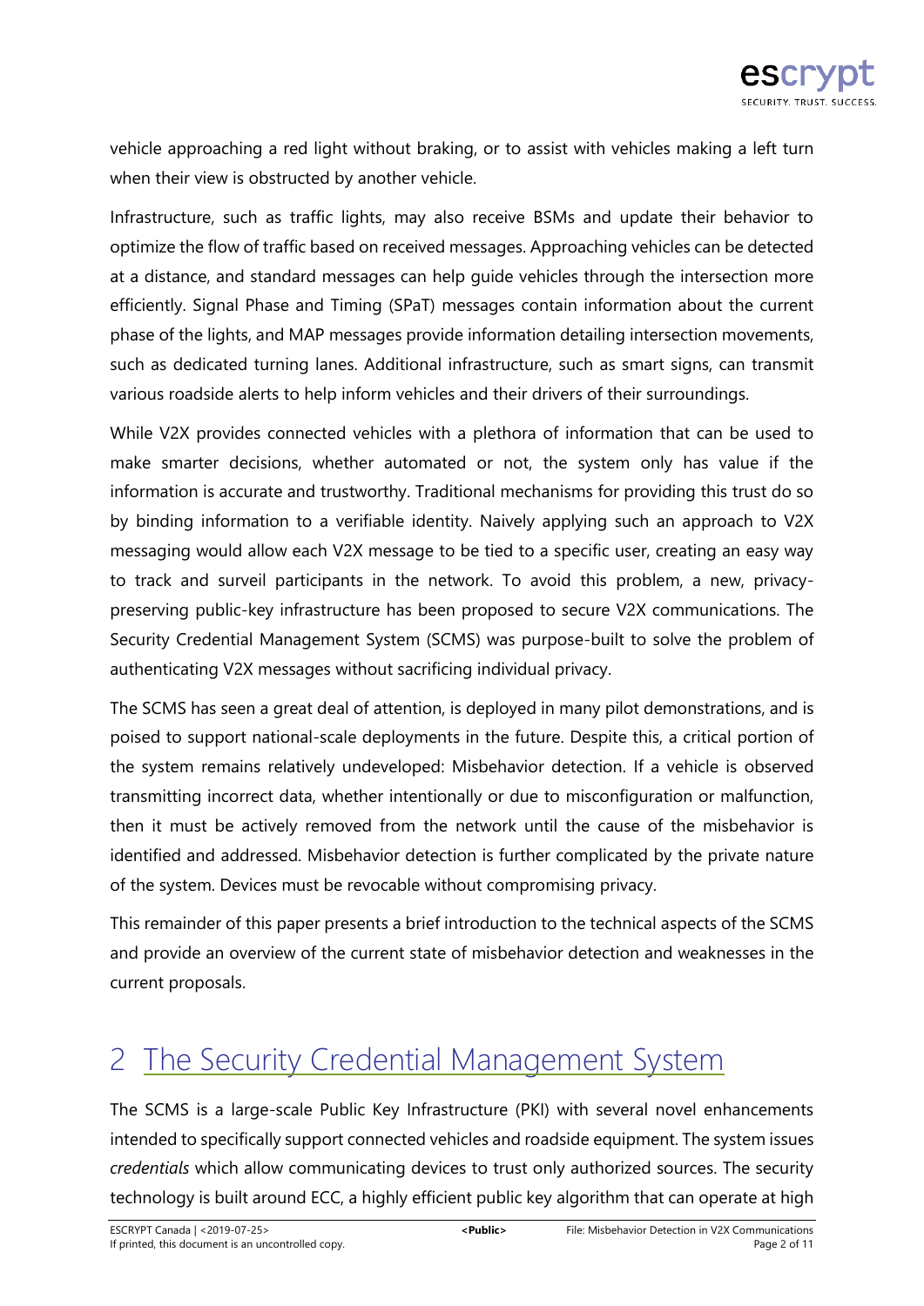vehicle approaching a red light without braking, or to assist with vehicles making a left turn when their view is obstructed by another vehicle.

Infrastructure, such as traffic lights, may also receive BSMs and update their behavior to optimize the flow of traffic based on received messages. Approaching vehicles can be detected at a distance, and standard messages can help guide vehicles through the intersection more efficiently. Signal Phase and Timing (SPaT) messages contain information about the current phase of the lights, and MAP messages provide information detailing intersection movements, such as dedicated turning lanes. Additional infrastructure, such as smart signs, can transmit various roadside alerts to help inform vehicles and their drivers of their surroundings.

While V2X provides connected vehicles with a plethora of information that can be used to make smarter decisions, whether automated or not, the system only has value if the information is accurate and trustworthy. Traditional mechanisms for providing this trust do so by binding information to a verifiable identity. Naively applying such an approach to V2X messaging would allow each V2X message to be tied to a specific user, creating an easy way to track and surveil participants in the network. To avoid this problem, a new, privacy-preserving public-key infrastructure has been proposed to secure V2X communications. The Security Credential Management System (SCMS) was purpose-built to solve the problem of authenticating V2X messages without sacrificing individual privacy.

The SCMS has seen a great deal of attention, is deployed in many pilot demonstrations, and is poised to support national-scale deployments in the future. Despite this, a critical portion of the system remains relatively undeveloped: Misbehavior detection. If a vehicle is observed transmitting incorrect data, whether intentionally or due to misconfiguration or malfunction, then it must be actively removed from the network until the cause of the misbehavior is identified and addressed. Misbehavior detection is further complicated by the private nature of the system. Devices must be revocable without compromising privacy.

This remainder of this paper presents a brief introduction to the technical aspects of the SCMS and provide an overview of the current state of misbehavior detection and weaknesses in the current proposals.

# 2 The Security Credential Management System

The SCMS is a large-scale Public Key Infrastructure (PKI) with several novel enhancements intended to specifically support connected vehicles and roadside equipment. The system issues *credentials* which allow communicating devices to trust only authorized sources. The security technology is built around ECC, a highly efficient public key algorithm that can operate at high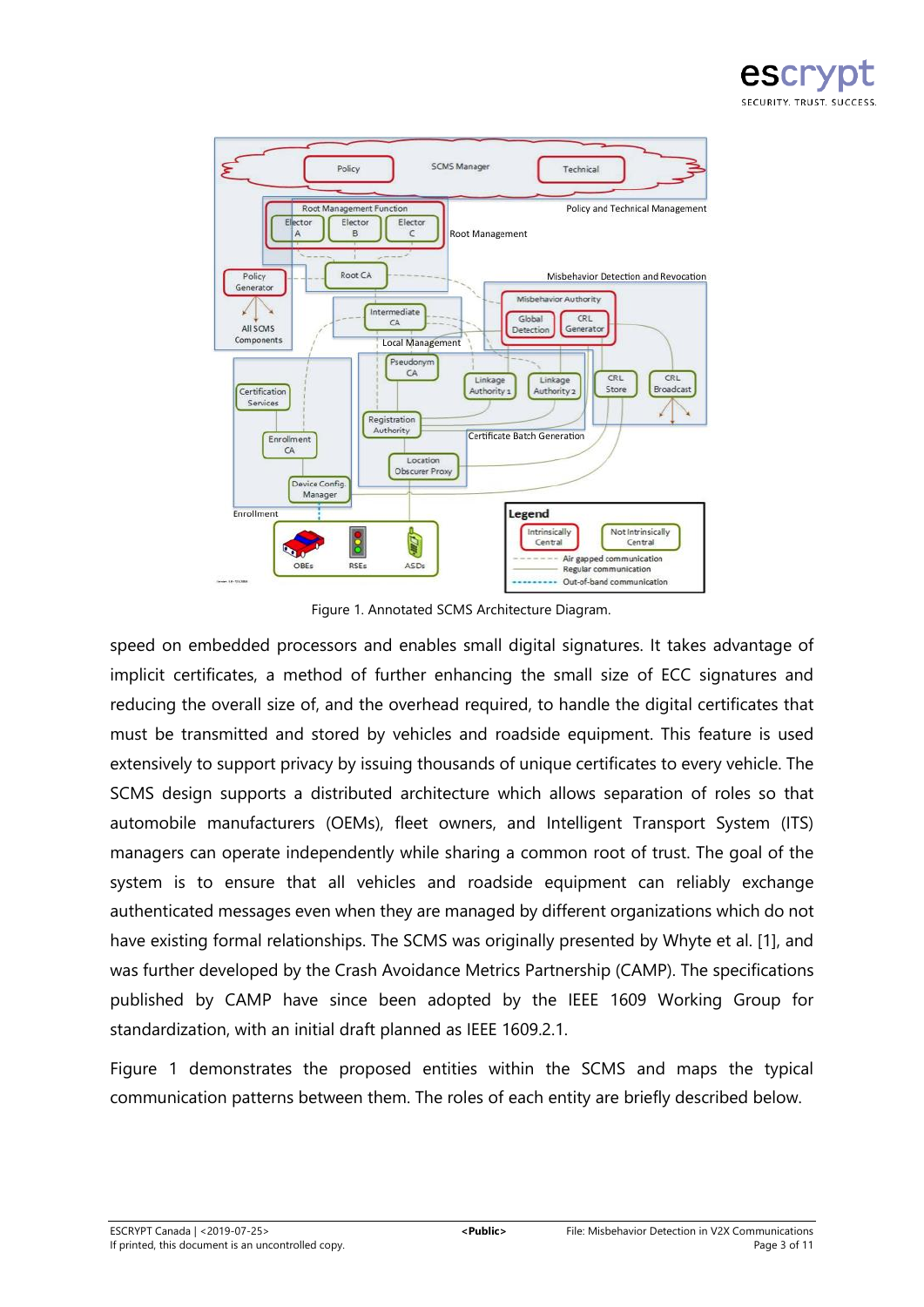Figure 1. Annotated SCMS Architecture Diagram.

speed on embedded processors and enables small digital signatures. It takes advantage of implicit certificates, a method of further enhancing the small size of ECC signatures and reducing the overall size of, and the overhead required, to handle the digital certificates that must be transmitted and stored by vehicles and roadside equipment. This feature is used extensively to support privacy by issuing thousands of unique certificates to every vehicle. The SCMS design supports a distributed architecture which allows separation of roles so that automobile manufacturers (OEMs), fleet owners, and Intelligent Transport System (ITS) managers can operate independently while sharing a common root of trust. The goal of the system is to ensure that all vehicles and roadside equipment can reliably exchange authenticated messages even when they are managed by different organizations which do not have existing formal relationships. The SCMS was originally presented by Whyte et al. [1], and was further developed by the Crash Avoidance Metrics Partnership (CAMP). The specifications published by CAMP have since been adopted by the IEEE 1609 Working Group for standardization, with an initial draft planned as IEEE 1609.2.1.

Figure 1 demonstrates the proposed entities within the SCMS and maps the typical communication patterns between them. The roles of each entity are briefly described below.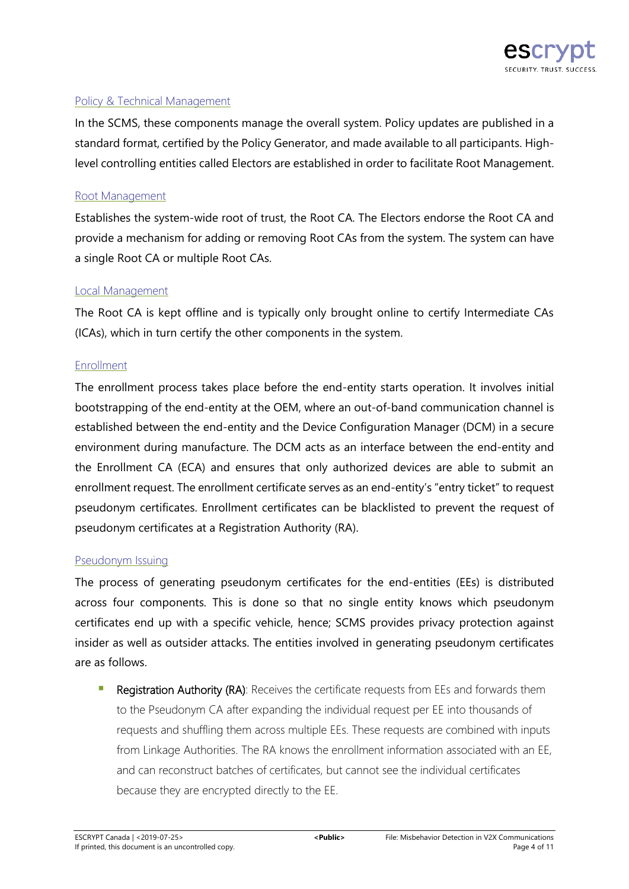### Policy & Technical Management

In the SCMS, these components manage the overall system. Policy updates are published in a standard format, certified by the Policy Generator, and made available to all participants. High-level controlling entities called Electors are established in order to facilitate Root Management.

### Root Management

Establishes the system-wide root of trust, the Root CA. The Electors endorse the Root CA and provide a mechanism for adding or removing Root CAs from the system. The system can have a single Root CA or multiple Root CAs.

### Local Management

The Root CA is kept offline and is typically only brought online to certify Intermediate CAs (ICAs), which in turn certify the other components in the system.

### Enrollment

The enrollment process takes place before the end-entity starts operation. It involves initial bootstrapping of the end-entity at the OEM, where an out-of-band communication channel is established between the end-entity and the Device Configuration Manager (DCM) in a secure environment during manufacture. The DCM acts as an interface between the end-entity and the Enrollment CA (ECA) and ensures that only authorized devices are able to submit an enrollment request. The enrollment certificate serves as an end-entity's "entry ticket" to request pseudonym certificates. Enrollment certificates can be blacklisted to prevent the request of pseudonym certificates at a Registration Authority (RA).

### Pseudonym Issuing

The process of generating pseudonym certificates for the end-entities (EEs) is distributed across four components. This is done so that no single entity knows which pseudonym certificates end up with a specific vehicle, hence; SCMS provides privacy protection against insider as well as outsider attacks. The entities involved in generating pseudonym certificates are as follows.

- Registration Authority (RA): Receives the certificate requests from EEs and forwards them to the Pseudonym CA after expanding the individual request per EE into thousands of requests and shuffling them across multiple EEs. These requests are combined with inputs from Linkage Authorities. The RA knows the enrollment information associated with an EE, and can reconstruct batches of certificates, but cannot see the individual certificates because they are encrypted directly to the EE.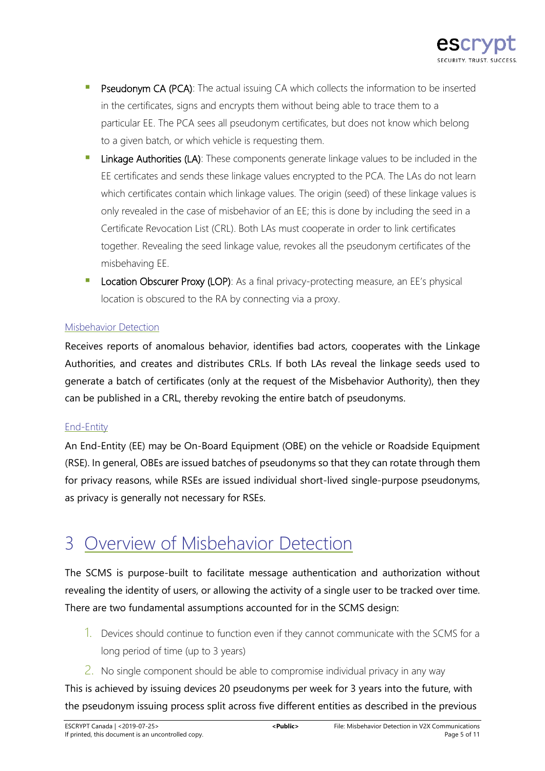- **Pseudonym CA (PCA)**: The actual issuing CA which collects the information to be inserted in the certificates, signs and encrypts them without being able to trace them to a particular EE. The PCA sees all pseudonym certificates, but does not know which belong to a given batch, or which vehicle is requesting them.
- **Linkage Authorities (LA)**: These components generate linkage values to be included in the EE certificates and sends these linkage values encrypted to the PCA. The LAs do not learn which certificates contain which linkage values. The origin (seed) of these linkage values is only revealed in the case of misbehavior of an EE; this is done by including the seed in a Certificate Revocation List (CRL). Both LAs must cooperate in order to link certificates together. Revealing the seed linkage value, revokes all the pseudonym certificates of the misbehaving EE.
- **Location Obscurer Proxy (LOP)**: As a final privacy-protecting measure, an EE's physical location is obscured to the RA by connecting via a proxy.

#### Misbehavior Detection

Receives reports of anomalous behavior, identifies bad actors, cooperates with the Linkage Authorities, and creates and distributes CRLs. If both LAs reveal the linkage seeds used to generate a batch of certificates (only at the request of the Misbehavior Authority), then they can be published in a CRL, thereby revoking the entire batch of pseudonyms.

#### End-Entity

An End-Entity (EE) may be On-Board Equipment (OBE) on the vehicle or Roadside Equipment (RSE). In general, OBEs are issued batches of pseudonyms so that they can rotate through them for privacy reasons, while RSEs are issued individual short-lived single-purpose pseudonyms, as privacy is generally not necessary for RSEs.

# 3 Overview of Misbehavior Detection

The SCMS is purpose-built to facilitate message authentication and authorization without revealing the identity of users, or allowing the activity of a single user to be tracked over time. There are two fundamental assumptions accounted for in the SCMS design:

1. Devices should continue to function even if they cannot communicate with the SCMS for a long period of time (up to 3 years)
2. No single component should be able to compromise individual privacy in any way

This is achieved by issuing devices 20 pseudonyms per week for 3 years into the future, with the pseudonym issuing process split across five different entities as described in the previous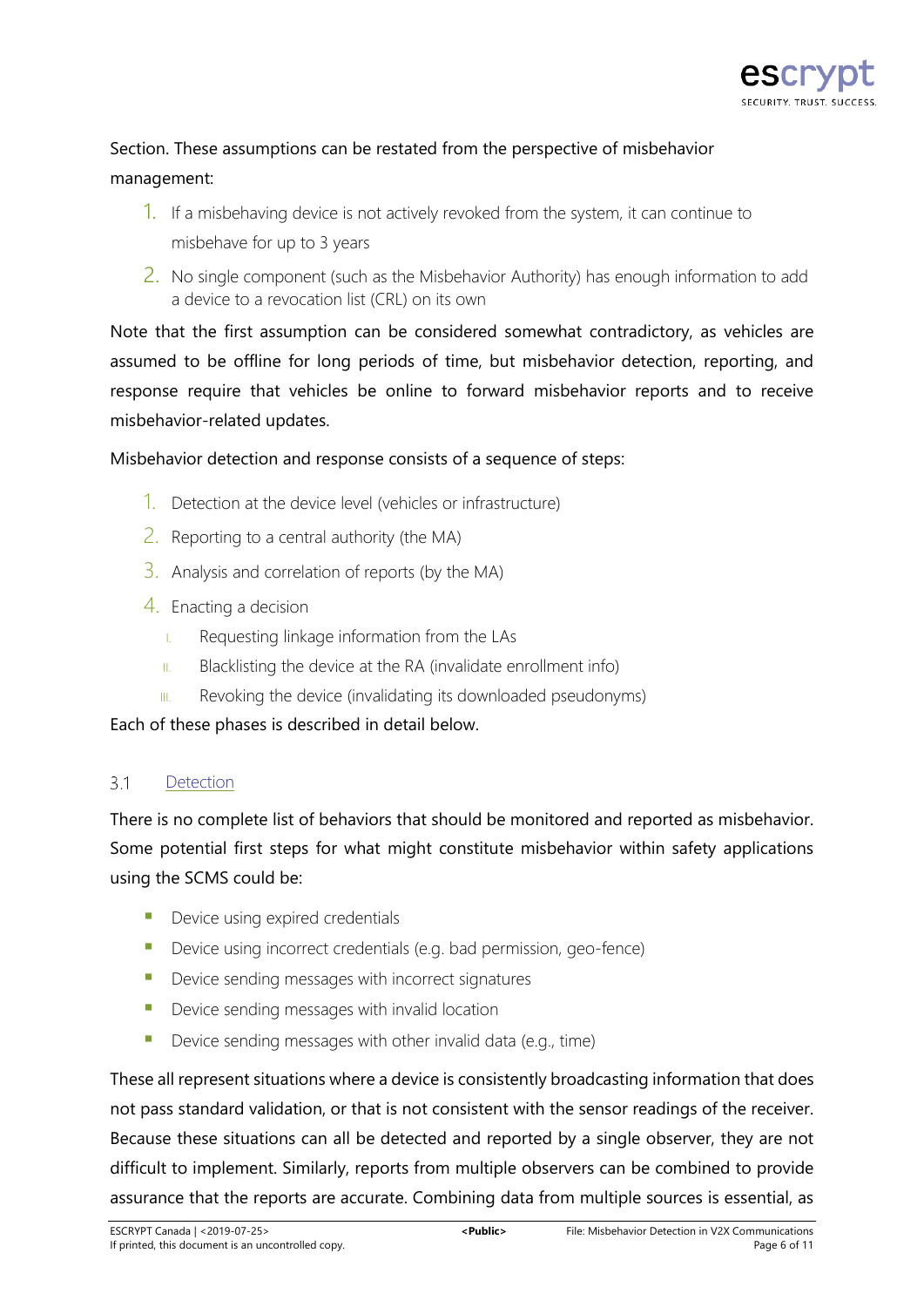Section. These assumptions can be restated from the perspective of misbehavior management:

1. If a misbehaving device is not actively revoked from the system, it can continue to misbehave for up to 3 years
2. No single component (such as the Misbehavior Authority) has enough information to add a device to a revocation list (CRL) on its own

Note that the first assumption can be considered somewhat contradictory, as vehicles are assumed to be offline for long periods of time, but misbehavior detection, reporting, and response require that vehicles be online to forward misbehavior reports and to receive misbehavior-related updates.

Misbehavior detection and response consists of a sequence of steps:

1. Detection at the device level (vehicles or infrastructure)
2. Reporting to a central authority (the MA)
3. Analysis and correlation of reports (by the MA)
4. Enacting a decision
   I. Requesting linkage information from the LAs
   II. Blacklisting the device at the RA (invalidate enrollment info)
   III. Revoking the device (invalidating its downloaded pseudonyms)

Each of these phases is described in detail below.

## 3.1 Detection

There is no complete list of behaviors that should be monitored and reported as misbehavior. Some potential first steps for what might constitute misbehavior within safety applications using the SCMS could be:

- Device using expired credentials
- Device using incorrect credentials (e.g. bad permission, geo-fence)
- Device sending messages with incorrect signatures
- Device sending messages with invalid location
- Device sending messages with other invalid data (e.g., time)

These all represent situations where a device is consistently broadcasting information that does not pass standard validation, or that is not consistent with the sensor readings of the receiver. Because these situations can all be detected and reported by a single observer, they are not difficult to implement. Similarly, reports from multiple observers can be combined to provide assurance that the reports are accurate. Combining data from multiple sources is essential, as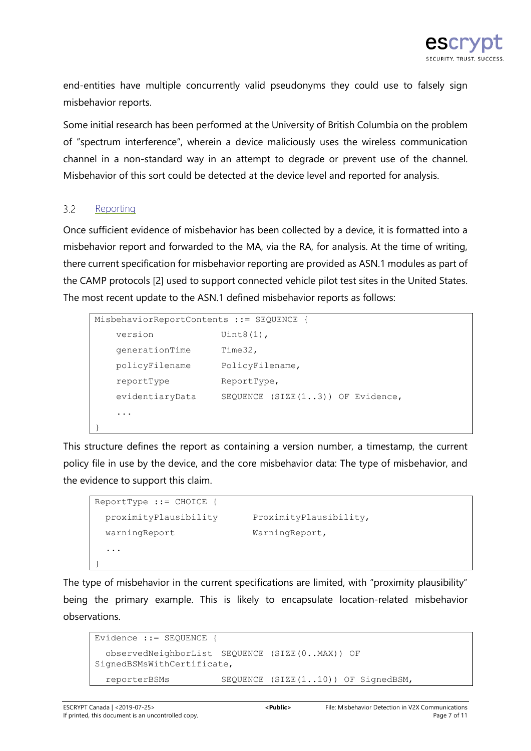end-entities have multiple concurrently valid pseudonyms they could use to falsely sign misbehavior reports.

Some initial research has been performed at the University of British Columbia on the problem of "spectrum interference", wherein a device maliciously uses the wireless communication channel in a non-standard way in an attempt to degrade or prevent use of the channel. Misbehavior of this sort could be detected at the device level and reported for analysis.

### 3.2 Reporting

Once sufficient evidence of misbehavior has been collected by a device, it is formatted into a misbehavior report and forwarded to the MA, via the RA, for analysis. At the time of writing, there current specification for misbehavior reporting are provided as ASN.1 modules as part of the CAMP protocols [2] used to support connected vehicle pilot test sites in the United States. The most recent update to the ASN.1 defined misbehavior reports as follows:

```
MisbehaviorReportContents ::= SEQUENCE {
    version             Uint8(1),
    generationTime      Time32,
    policyFilename      PolicyFilename,
    reportType          ReportType,
    evidentiaryData     SEQUENCE (SIZE(1..3)) OF Evidence,
    ...
}
```

This structure defines the report as containing a version number, a timestamp, the current policy file in use by the device, and the core misbehavior data: The type of misbehavior, and the evidence to support this claim.

```
ReportType ::= CHOICE {
  proximityPlausibility       ProximityPlausibility,
  warningReport               WarningReport,
  ...
}
```

The type of misbehavior in the current specifications are limited, with "proximity plausibility" being the primary example. This is likely to encapsulate location-related misbehavior observations.

```
Evidence ::= SEQUENCE {
  observedNeighborList SEQUENCE (SIZE(0..MAX)) OF
SignedBSMsWithCertificate,
  reporterBSMs          SEQUENCE (SIZE(1..10)) OF SignedBSM,
```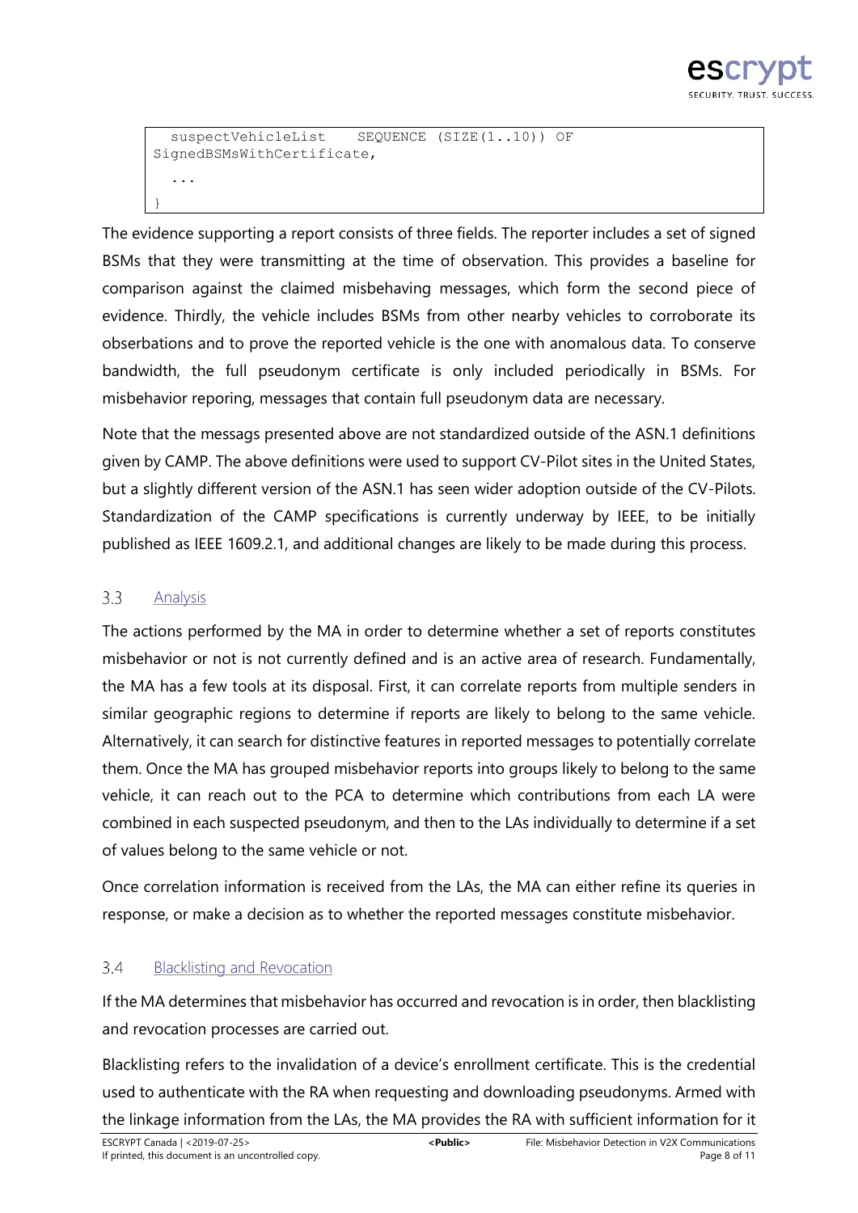```
  suspectVehicleList    SEQUENCE (SIZE(1..10)) OF
SignedBSMsWithCertificate,
  ...
}
```

The evidence supporting a report consists of three fields. The reporter includes a set of signed BSMs that they were transmitting at the time of observation. This provides a baseline for comparison against the claimed misbehaving messages, which form the second piece of evidence. Thirdly, the vehicle includes BSMs from other nearby vehicles to corroborate its obserbations and to prove the reported vehicle is the one with anomalous data. To conserve bandwidth, the full pseudonym certificate is only included periodically in BSMs. For misbehavior reporing, messages that contain full pseudonym data are necessary.

Note that the messags presented above are not standardized outside of the ASN.1 definitions given by CAMP. The above definitions were used to support CV-Pilot sites in the United States, but a slightly different version of the ASN.1 has seen wider adoption outside of the CV-Pilots. Standardization of the CAMP specifications is currently underway by IEEE, to be initially published as IEEE 1609.2.1, and additional changes are likely to be made during this process.

### 3.3 Analysis

The actions performed by the MA in order to determine whether a set of reports constitutes misbehavior or not is not currently defined and is an active area of research. Fundamentally, the MA has a few tools at its disposal. First, it can correlate reports from multiple senders in similar geographic regions to determine if reports are likely to belong to the same vehicle. Alternatively, it can search for distinctive features in reported messages to potentially correlate them. Once the MA has grouped misbehavior reports into groups likely to belong to the same vehicle, it can reach out to the PCA to determine which contributions from each LA were combined in each suspected pseudonym, and then to the LAs individually to determine if a set of values belong to the same vehicle or not.

Once correlation information is received from the LAs, the MA can either refine its queries in response, or make a decision as to whether the reported messages constitute misbehavior.

### 3.4 Blacklisting and Revocation

If the MA determines that misbehavior has occurred and revocation is in order, then blacklisting and revocation processes are carried out.

Blacklisting refers to the invalidation of a device's enrollment certificate. This is the credential used to authenticate with the RA when requesting and downloading pseudonyms. Armed with the linkage information from the LAs, the MA provides the RA with sufficient information for it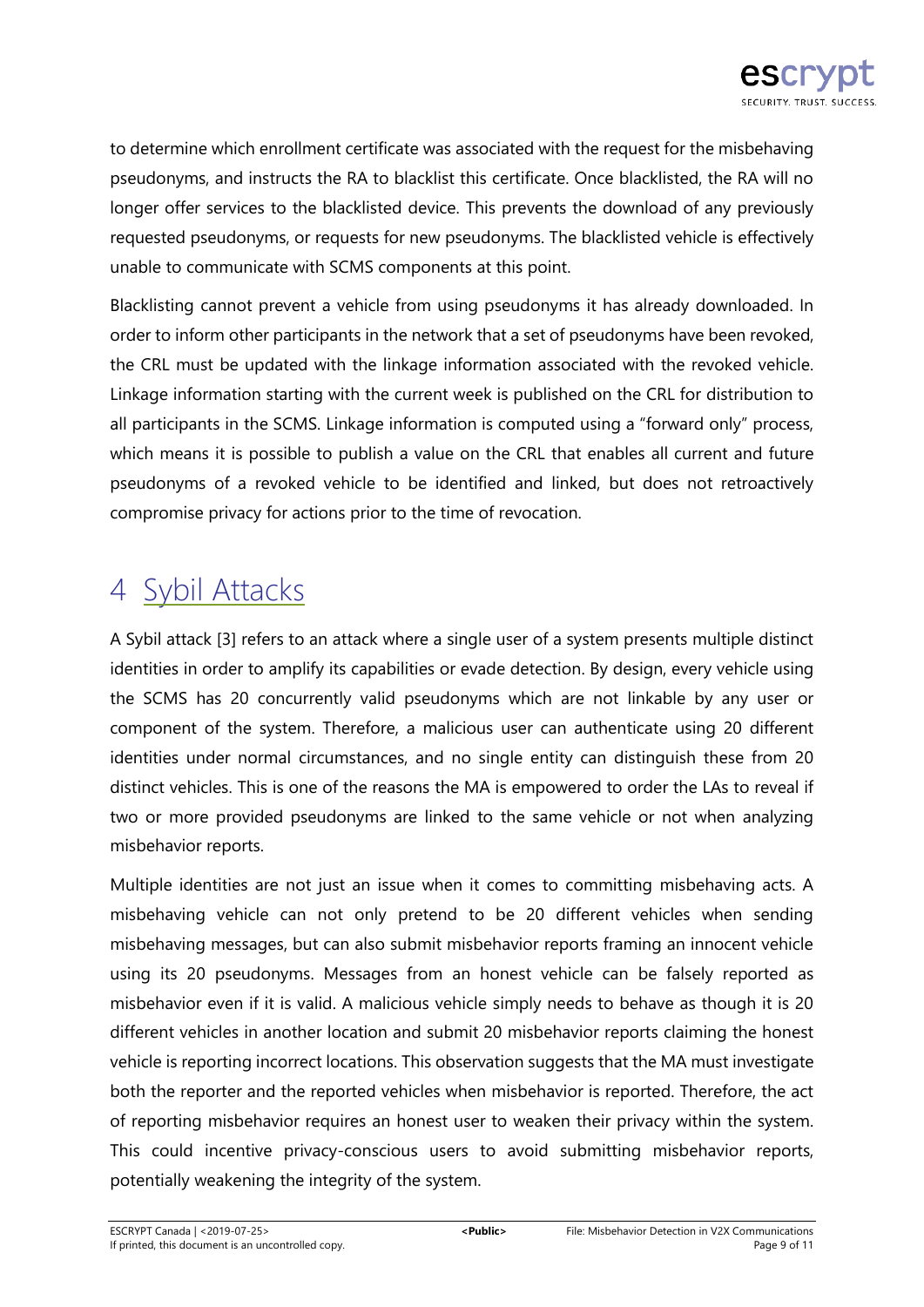to determine which enrollment certificate was associated with the request for the misbehaving pseudonyms, and instructs the RA to blacklist this certificate. Once blacklisted, the RA will no longer offer services to the blacklisted device. This prevents the download of any previously requested pseudonyms, or requests for new pseudonyms. The blacklisted vehicle is effectively unable to communicate with SCMS components at this point.

Blacklisting cannot prevent a vehicle from using pseudonyms it has already downloaded. In order to inform other participants in the network that a set of pseudonyms have been revoked, the CRL must be updated with the linkage information associated with the revoked vehicle. Linkage information starting with the current week is published on the CRL for distribution to all participants in the SCMS. Linkage information is computed using a "forward only" process, which means it is possible to publish a value on the CRL that enables all current and future pseudonyms of a revoked vehicle to be identified and linked, but does not retroactively compromise privacy for actions prior to the time of revocation.

# 4 Sybil Attacks

A Sybil attack [3] refers to an attack where a single user of a system presents multiple distinct identities in order to amplify its capabilities or evade detection. By design, every vehicle using the SCMS has 20 concurrently valid pseudonyms which are not linkable by any user or component of the system. Therefore, a malicious user can authenticate using 20 different identities under normal circumstances, and no single entity can distinguish these from 20 distinct vehicles. This is one of the reasons the MA is empowered to order the LAs to reveal if two or more provided pseudonyms are linked to the same vehicle or not when analyzing misbehavior reports.

Multiple identities are not just an issue when it comes to committing misbehaving acts. A misbehaving vehicle can not only pretend to be 20 different vehicles when sending misbehaving messages, but can also submit misbehavior reports framing an innocent vehicle using its 20 pseudonyms. Messages from an honest vehicle can be falsely reported as misbehavior even if it is valid. A malicious vehicle simply needs to behave as though it is 20 different vehicles in another location and submit 20 misbehavior reports claiming the honest vehicle is reporting incorrect locations. This observation suggests that the MA must investigate both the reporter and the reported vehicles when misbehavior is reported. Therefore, the act of reporting misbehavior requires an honest user to weaken their privacy within the system. This could incentive privacy-conscious users to avoid submitting misbehavior reports, potentially weakening the integrity of the system.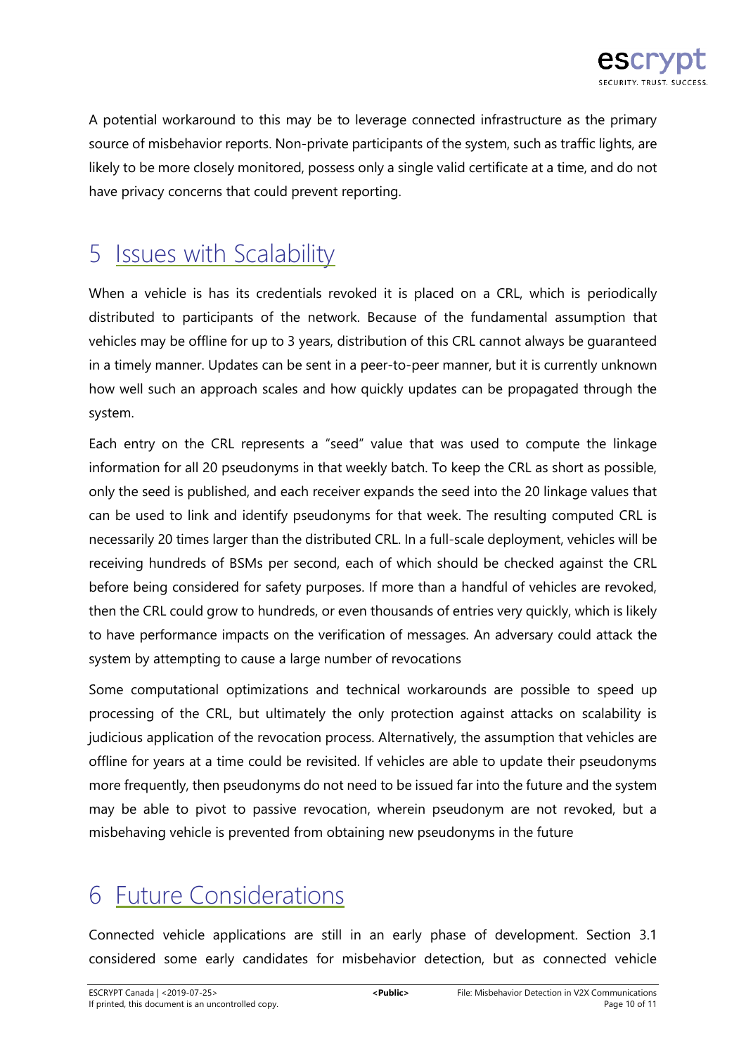A potential workaround to this may be to leverage connected infrastructure as the primary source of misbehavior reports. Non-private participants of the system, such as traffic lights, are likely to be more closely monitored, possess only a single valid certificate at a time, and do not have privacy concerns that could prevent reporting.

# 5 Issues with Scalability

When a vehicle is has its credentials revoked it is placed on a CRL, which is periodically distributed to participants of the network. Because of the fundamental assumption that vehicles may be offline for up to 3 years, distribution of this CRL cannot always be guaranteed in a timely manner. Updates can be sent in a peer-to-peer manner, but it is currently unknown how well such an approach scales and how quickly updates can be propagated through the system.

Each entry on the CRL represents a "seed" value that was used to compute the linkage information for all 20 pseudonyms in that weekly batch. To keep the CRL as short as possible, only the seed is published, and each receiver expands the seed into the 20 linkage values that can be used to link and identify pseudonyms for that week. The resulting computed CRL is necessarily 20 times larger than the distributed CRL. In a full-scale deployment, vehicles will be receiving hundreds of BSMs per second, each of which should be checked against the CRL before being considered for safety purposes. If more than a handful of vehicles are revoked, then the CRL could grow to hundreds, or even thousands of entries very quickly, which is likely to have performance impacts on the verification of messages. An adversary could attack the system by attempting to cause a large number of revocations

Some computational optimizations and technical workarounds are possible to speed up processing of the CRL, but ultimately the only protection against attacks on scalability is judicious application of the revocation process. Alternatively, the assumption that vehicles are offline for years at a time could be revisited. If vehicles are able to update their pseudonyms more frequently, then pseudonyms do not need to be issued far into the future and the system may be able to pivot to passive revocation, wherein pseudonym are not revoked, but a misbehaving vehicle is prevented from obtaining new pseudonyms in the future

# 6 Future Considerations

Connected vehicle applications are still in an early phase of development. Section 3.1 considered some early candidates for misbehavior detection, but as connected vehicle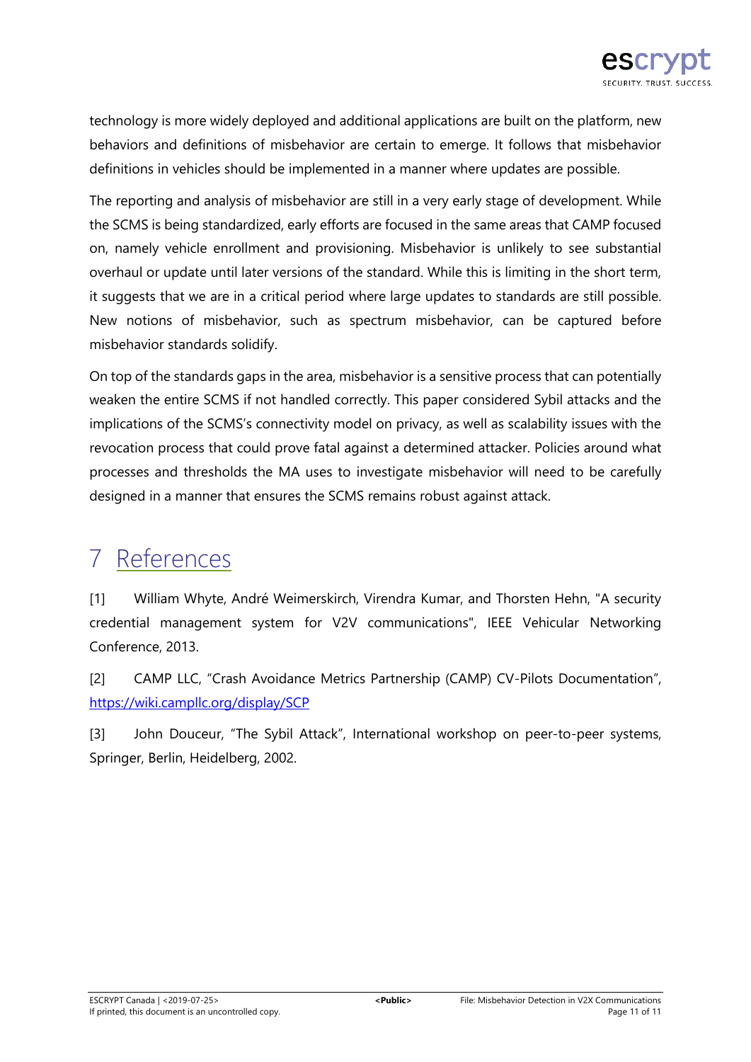technology is more widely deployed and additional applications are built on the platform, new behaviors and definitions of misbehavior are certain to emerge. It follows that misbehavior definitions in vehicles should be implemented in a manner where updates are possible.

The reporting and analysis of misbehavior are still in a very early stage of development. While the SCMS is being standardized, early efforts are focused in the same areas that CAMP focused on, namely vehicle enrollment and provisioning. Misbehavior is unlikely to see substantial overhaul or update until later versions of the standard. While this is limiting in the short term, it suggests that we are in a critical period where large updates to standards are still possible. New notions of misbehavior, such as spectrum misbehavior, can be captured before misbehavior standards solidify.

On top of the standards gaps in the area, misbehavior is a sensitive process that can potentially weaken the entire SCMS if not handled correctly. This paper considered Sybil attacks and the implications of the SCMS's connectivity model on privacy, as well as scalability issues with the revocation process that could prove fatal against a determined attacker. Policies around what processes and thresholds the MA uses to investigate misbehavior will need to be carefully designed in a manner that ensures the SCMS remains robust against attack.

# 7 References

[1] William Whyte, André Weimerskirch, Virendra Kumar, and Thorsten Hehn, "A security credential management system for V2V communications", IEEE Vehicular Networking Conference, 2013.

[2] CAMP LLC, "Crash Avoidance Metrics Partnership (CAMP) CV-Pilots Documentation", https://wiki.campllc.org/display/SCP

[3] John Douceur, "The Sybil Attack", International workshop on peer-to-peer systems, Springer, Berlin, Heidelberg, 2002.